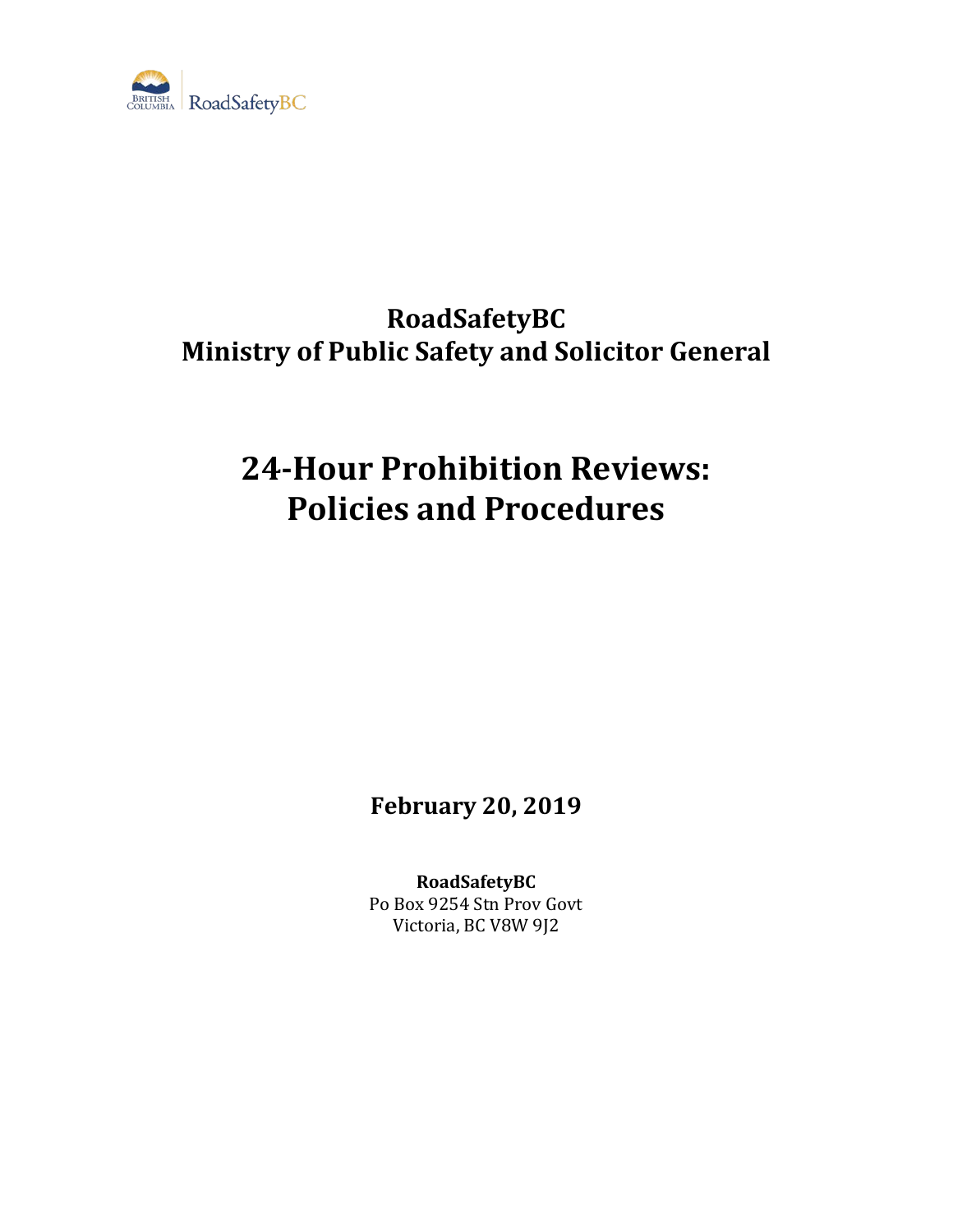BRITISH COLUMBIA | RoadSafetyBC

## RoadSafetyBC
## Ministry of Public Safety and Solicitor General

# 24-Hour Prohibition Reviews: Policies and Procedures

**February 20, 2019**

**RoadSafetyBC**
Po Box 9254 Stn Prov Govt
Victoria, BC V8W 9J2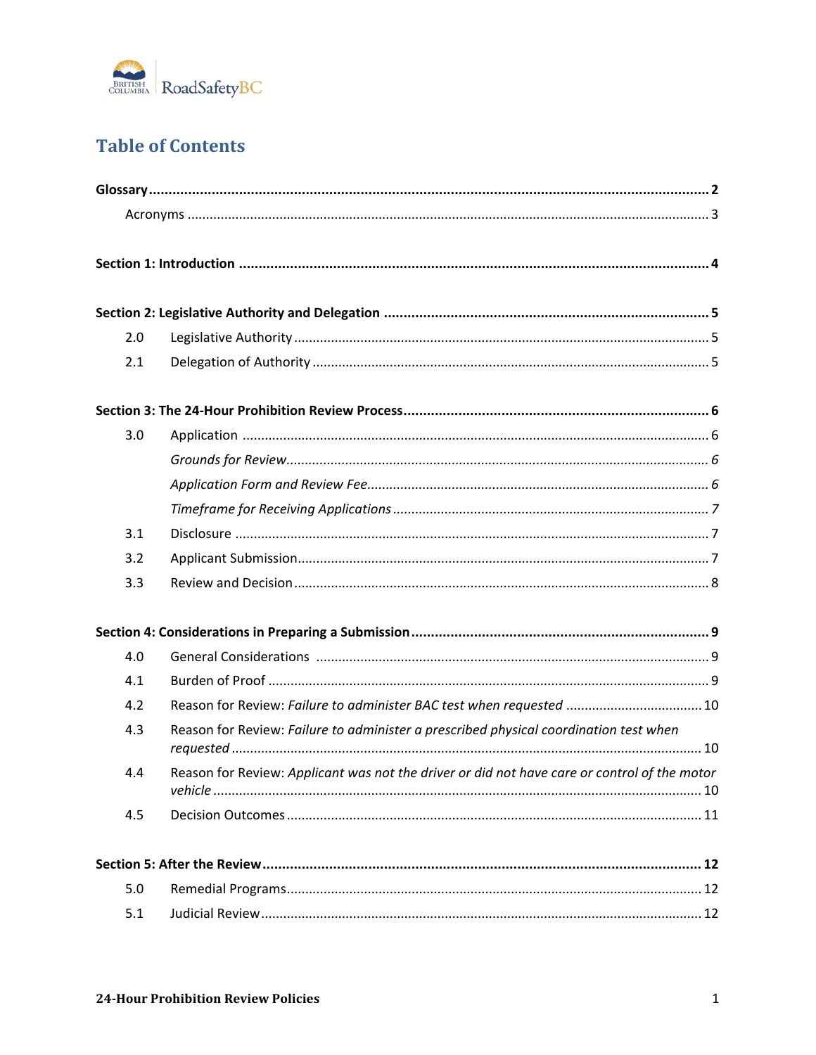# Table of Contents

**Glossary** .... **2**

Acronyms .... 3

**Section 1: Introduction** .... **4**

**Section 2: Legislative Authority and Delegation** .... **5**

2.0 Legislative Authority .... 5

2.1 Delegation of Authority .... 5

**Section 3: The 24-Hour Prohibition Review Process** .... **6**

3.0 Application .... 6

*Grounds for Review* .... *6*

*Application Form and Review Fee* .... *6*

*Timeframe for Receiving Applications* .... *7*

3.1 Disclosure .... 7

3.2 Applicant Submission .... 7

3.3 Review and Decision .... 8

**Section 4: Considerations in Preparing a Submission** .... **9**

4.0 General Considerations .... 9

4.1 Burden of Proof .... 9

4.2 Reason for Review: *Failure to administer BAC test when requested* .... 10

4.3 Reason for Review: *Failure to administer a prescribed physical coordination test when requested* .... 10

4.4 Reason for Review: *Applicant was not the driver or did not have care or control of the motor vehicle* .... 10

4.5 Decision Outcomes .... 11

**Section 5: After the Review** .... **12**

5.0 Remedial Programs .... 12

5.1 Judicial Review .... 12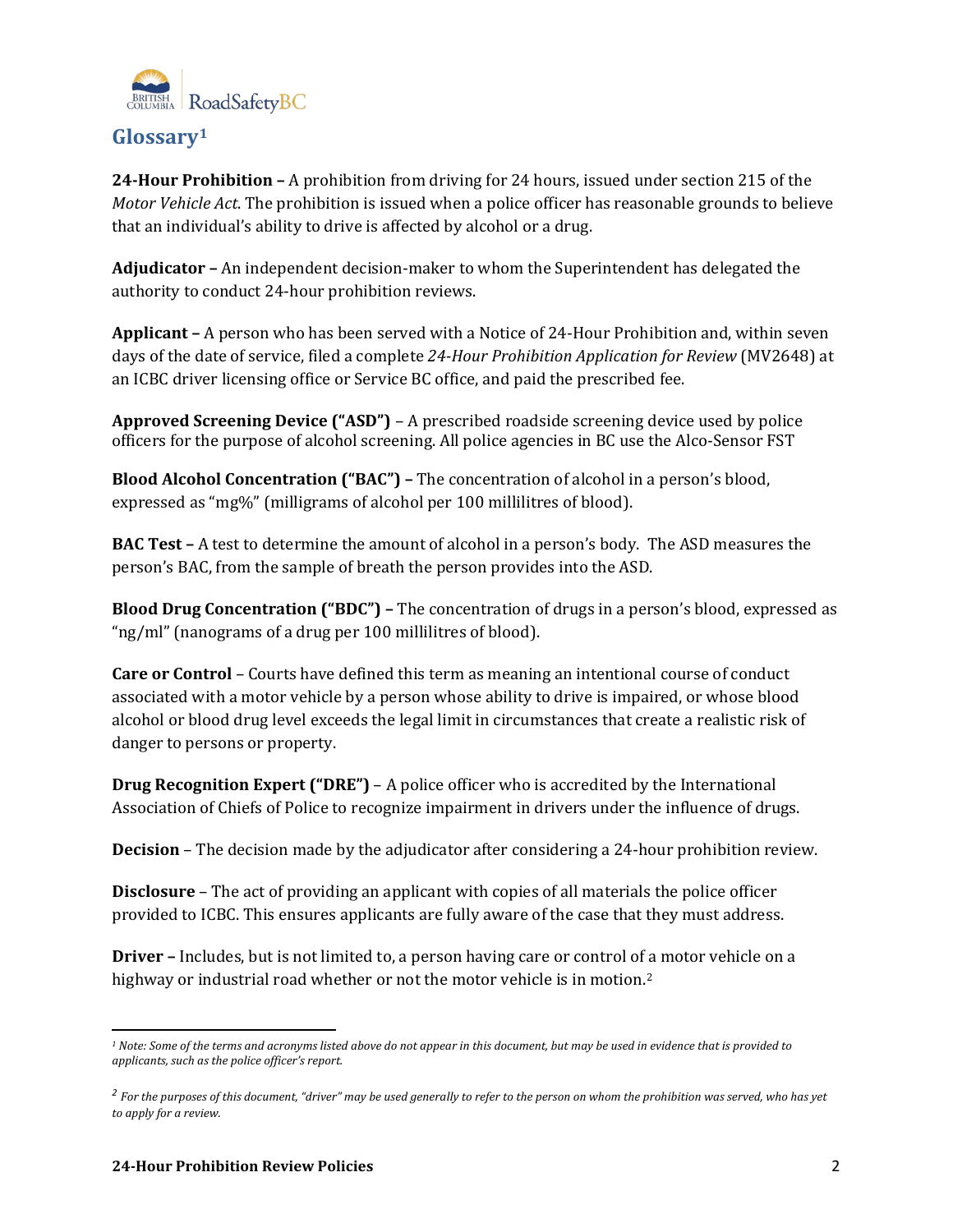## Glossary[1]

**24-Hour Prohibition –** A prohibition from driving for 24 hours, issued under section 215 of the *Motor Vehicle Act*. The prohibition is issued when a police officer has reasonable grounds to believe that an individual's ability to drive is affected by alcohol or a drug.

**Adjudicator –** An independent decision-maker to whom the Superintendent has delegated the authority to conduct 24-hour prohibition reviews.

**Applicant –** A person who has been served with a Notice of 24-Hour Prohibition and, within seven days of the date of service, filed a complete *24-Hour Prohibition Application for Review* (MV2648) at an ICBC driver licensing office or Service BC office, and paid the prescribed fee.

**Approved Screening Device ("ASD")** – A prescribed roadside screening device used by police officers for the purpose of alcohol screening. All police agencies in BC use the Alco-Sensor FST

**Blood Alcohol Concentration ("BAC") –** The concentration of alcohol in a person's blood, expressed as "mg%" (milligrams of alcohol per 100 millilitres of blood).

**BAC Test –** A test to determine the amount of alcohol in a person's body. The ASD measures the person's BAC, from the sample of breath the person provides into the ASD.

**Blood Drug Concentration ("BDC") –** The concentration of drugs in a person's blood, expressed as "ng/ml" (nanograms of a drug per 100 millilitres of blood).

**Care or Control** – Courts have defined this term as meaning an intentional course of conduct associated with a motor vehicle by a person whose ability to drive is impaired, or whose blood alcohol or blood drug level exceeds the legal limit in circumstances that create a realistic risk of danger to persons or property.

**Drug Recognition Expert ("DRE")** – A police officer who is accredited by the International Association of Chiefs of Police to recognize impairment in drivers under the influence of drugs.

**Decision** – The decision made by the adjudicator after considering a 24-hour prohibition review.

**Disclosure** – The act of providing an applicant with copies of all materials the police officer provided to ICBC. This ensures applicants are fully aware of the case that they must address.

**Driver –** Includes, but is not limited to, a person having care or control of a motor vehicle on a highway or industrial road whether or not the motor vehicle is in motion.[2]

---

[1] *Note: Some of the terms and acronyms listed above do not appear in this document, but may be used in evidence that is provided to applicants, such as the police officer's report.*

[2] *For the purposes of this document, "driver" may be used generally to refer to the person on whom the prohibition was served, who has yet to apply for a review.*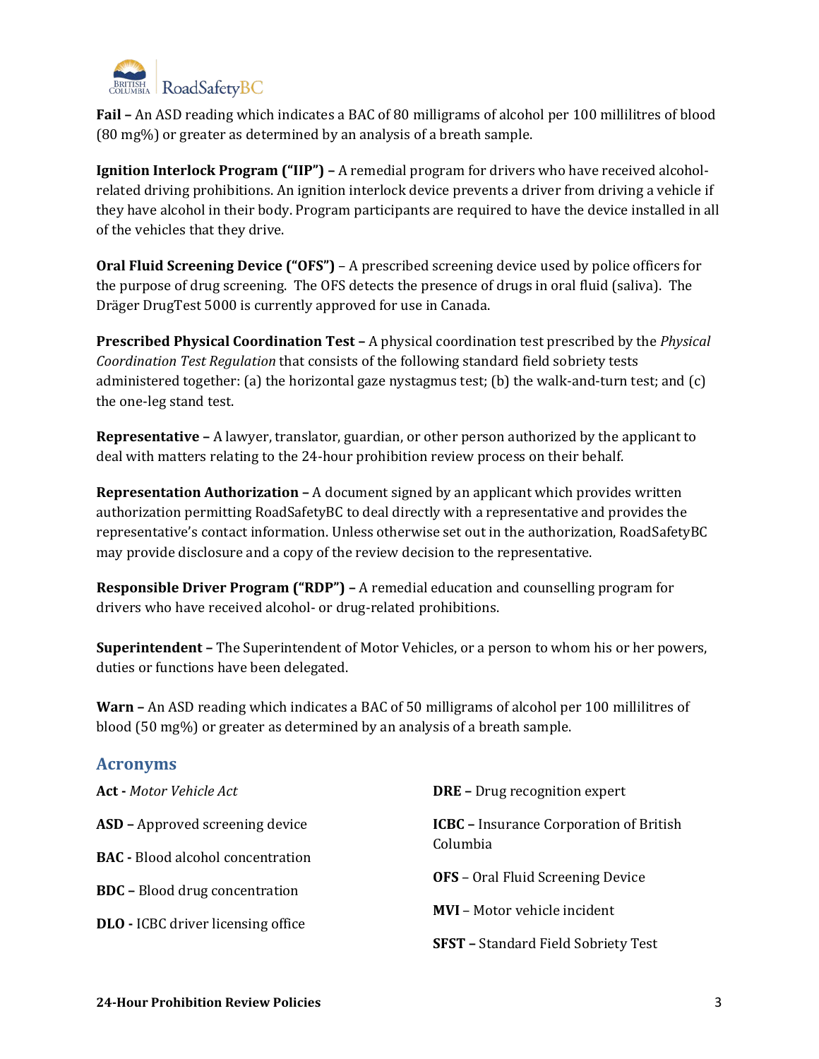**Fail –** An ASD reading which indicates a BAC of 80 milligrams of alcohol per 100 millilitres of blood (80 mg%) or greater as determined by an analysis of a breath sample.

**Ignition Interlock Program ("IIP") –** A remedial program for drivers who have received alcohol-related driving prohibitions. An ignition interlock device prevents a driver from driving a vehicle if they have alcohol in their body. Program participants are required to have the device installed in all of the vehicles that they drive.

**Oral Fluid Screening Device ("OFS")** – A prescribed screening device used by police officers for the purpose of drug screening. The OFS detects the presence of drugs in oral fluid (saliva). The Dräger DrugTest 5000 is currently approved for use in Canada.

**Prescribed Physical Coordination Test –** A physical coordination test prescribed by the *Physical Coordination Test Regulation* that consists of the following standard field sobriety tests administered together: (a) the horizontal gaze nystagmus test; (b) the walk-and-turn test; and (c) the one-leg stand test.

**Representative –** A lawyer, translator, guardian, or other person authorized by the applicant to deal with matters relating to the 24-hour prohibition review process on their behalf.

**Representation Authorization –** A document signed by an applicant which provides written authorization permitting RoadSafetyBC to deal directly with a representative and provides the representative's contact information. Unless otherwise set out in the authorization, RoadSafetyBC may provide disclosure and a copy of the review decision to the representative.

**Responsible Driver Program ("RDP") –** A remedial education and counselling program for drivers who have received alcohol- or drug-related prohibitions.

**Superintendent –** The Superintendent of Motor Vehicles, or a person to whom his or her powers, duties or functions have been delegated.

**Warn –** An ASD reading which indicates a BAC of 50 milligrams of alcohol per 100 millilitres of blood (50 mg%) or greater as determined by an analysis of a breath sample.

## Acronyms

**Act -** *Motor Vehicle Act*

**ASD –** Approved screening device

**BAC -** Blood alcohol concentration

**BDC –** Blood drug concentration

**DLO -** ICBC driver licensing office

**DRE –** Drug recognition expert

**ICBC –** Insurance Corporation of British Columbia

**OFS** – Oral Fluid Screening Device

**MVI** – Motor vehicle incident

**SFST –** Standard Field Sobriety Test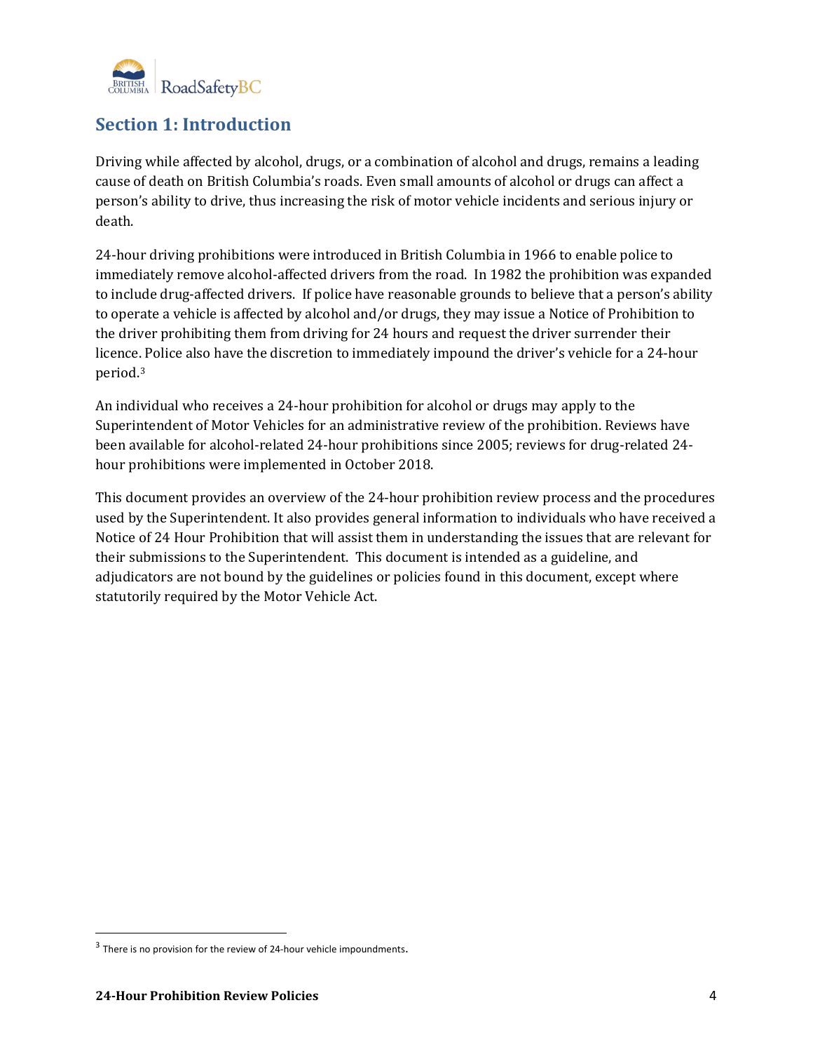## Section 1: Introduction

Driving while affected by alcohol, drugs, or a combination of alcohol and drugs, remains a leading cause of death on British Columbia's roads. Even small amounts of alcohol or drugs can affect a person's ability to drive, thus increasing the risk of motor vehicle incidents and serious injury or death.

24-hour driving prohibitions were introduced in British Columbia in 1966 to enable police to immediately remove alcohol-affected drivers from the road. In 1982 the prohibition was expanded to include drug-affected drivers. If police have reasonable grounds to believe that a person's ability to operate a vehicle is affected by alcohol and/or drugs, they may issue a Notice of Prohibition to the driver prohibiting them from driving for 24 hours and request the driver surrender their licence. Police also have the discretion to immediately impound the driver's vehicle for a 24-hour period.[3]

An individual who receives a 24-hour prohibition for alcohol or drugs may apply to the Superintendent of Motor Vehicles for an administrative review of the prohibition. Reviews have been available for alcohol-related 24-hour prohibitions since 2005; reviews for drug-related 24-hour prohibitions were implemented in October 2018.

This document provides an overview of the 24-hour prohibition review process and the procedures used by the Superintendent. It also provides general information to individuals who have received a Notice of 24 Hour Prohibition that will assist them in understanding the issues that are relevant for their submissions to the Superintendent. This document is intended as a guideline, and adjudicators are not bound by the guidelines or policies found in this document, except where statutorily required by the Motor Vehicle Act.

[3] There is no provision for the review of 24-hour vehicle impoundments.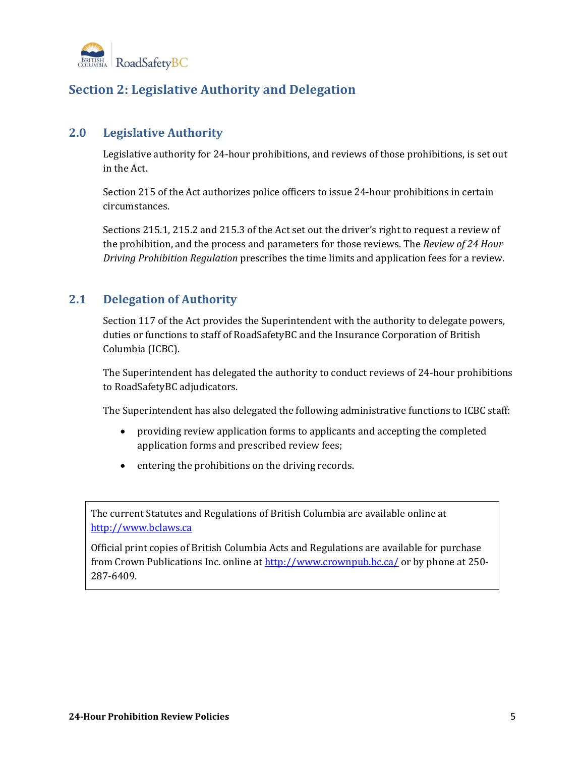# Section 2: Legislative Authority and Delegation

## 2.0 Legislative Authority

Legislative authority for 24-hour prohibitions, and reviews of those prohibitions, is set out in the Act.

Section 215 of the Act authorizes police officers to issue 24-hour prohibitions in certain circumstances.

Sections 215.1, 215.2 and 215.3 of the Act set out the driver's right to request a review of the prohibition, and the process and parameters for those reviews. The *Review of 24 Hour Driving Prohibition Regulation* prescribes the time limits and application fees for a review.

## 2.1 Delegation of Authority

Section 117 of the Act provides the Superintendent with the authority to delegate powers, duties or functions to staff of RoadSafetyBC and the Insurance Corporation of British Columbia (ICBC).

The Superintendent has delegated the authority to conduct reviews of 24-hour prohibitions to RoadSafetyBC adjudicators.

The Superintendent has also delegated the following administrative functions to ICBC staff:

- providing review application forms to applicants and accepting the completed application forms and prescribed review fees;
- entering the prohibitions on the driving records.

> The current Statutes and Regulations of British Columbia are available online at http://www.bclaws.ca
>
> Official print copies of British Columbia Acts and Regulations are available for purchase from Crown Publications Inc. online at http://www.crownpub.bc.ca/ or by phone at 250-287-6409.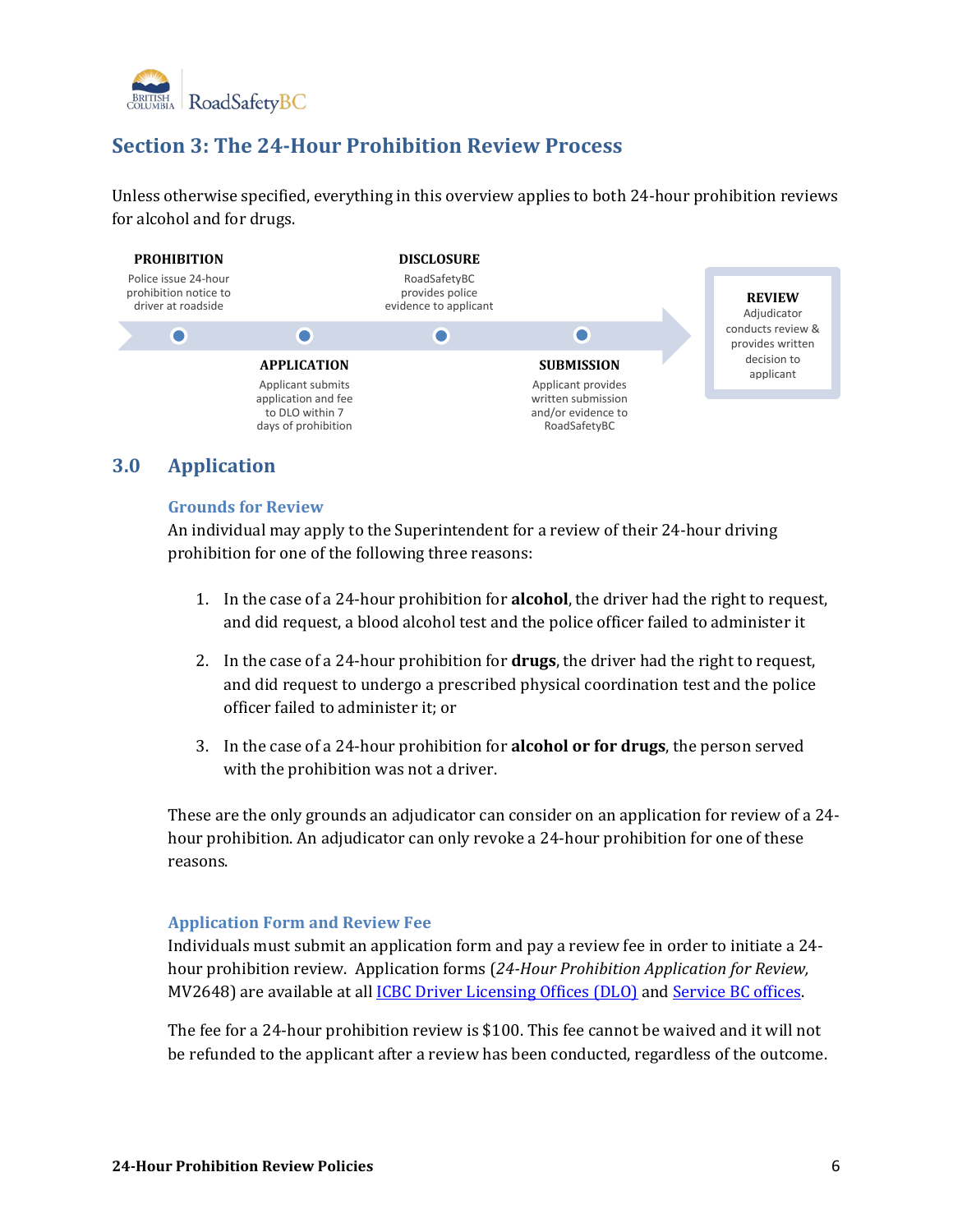## Section 3: The 24-Hour Prohibition Review Process

Unless otherwise specified, everything in this overview applies to both 24-hour prohibition reviews for alcohol and for drugs.

**PROHIBITION**
Police issue 24-hour prohibition notice to driver at roadside

**APPLICATION**
Applicant submits application and fee to DLO within 7 days of prohibition

**DISCLOSURE**
RoadSafetyBC provides police evidence to applicant

**SUBMISSION**
Applicant provides written submission and/or evidence to RoadSafetyBC

**REVIEW**
Adjudicator conducts review & provides written decision to applicant

## 3.0 Application

### Grounds for Review

An individual may apply to the Superintendent for a review of their 24-hour driving prohibition for one of the following three reasons:

1. In the case of a 24-hour prohibition for **alcohol**, the driver had the right to request, and did request, a blood alcohol test and the police officer failed to administer it
2. In the case of a 24-hour prohibition for **drugs**, the driver had the right to request, and did request to undergo a prescribed physical coordination test and the police officer failed to administer it; or
3. In the case of a 24-hour prohibition for **alcohol or for drugs**, the person served with the prohibition was not a driver.

These are the only grounds an adjudicator can consider on an application for review of a 24-hour prohibition. An adjudicator can only revoke a 24-hour prohibition for one of these reasons.

### Application Form and Review Fee

Individuals must submit an application form and pay a review fee in order to initiate a 24-hour prohibition review. Application forms (*24-Hour Prohibition Application for Review,* MV2648) are available at all ICBC Driver Licensing Offices (DLO) and Service BC offices.

The fee for a 24-hour prohibition review is $100. This fee cannot be waived and it will not be refunded to the applicant after a review has been conducted, regardless of the outcome.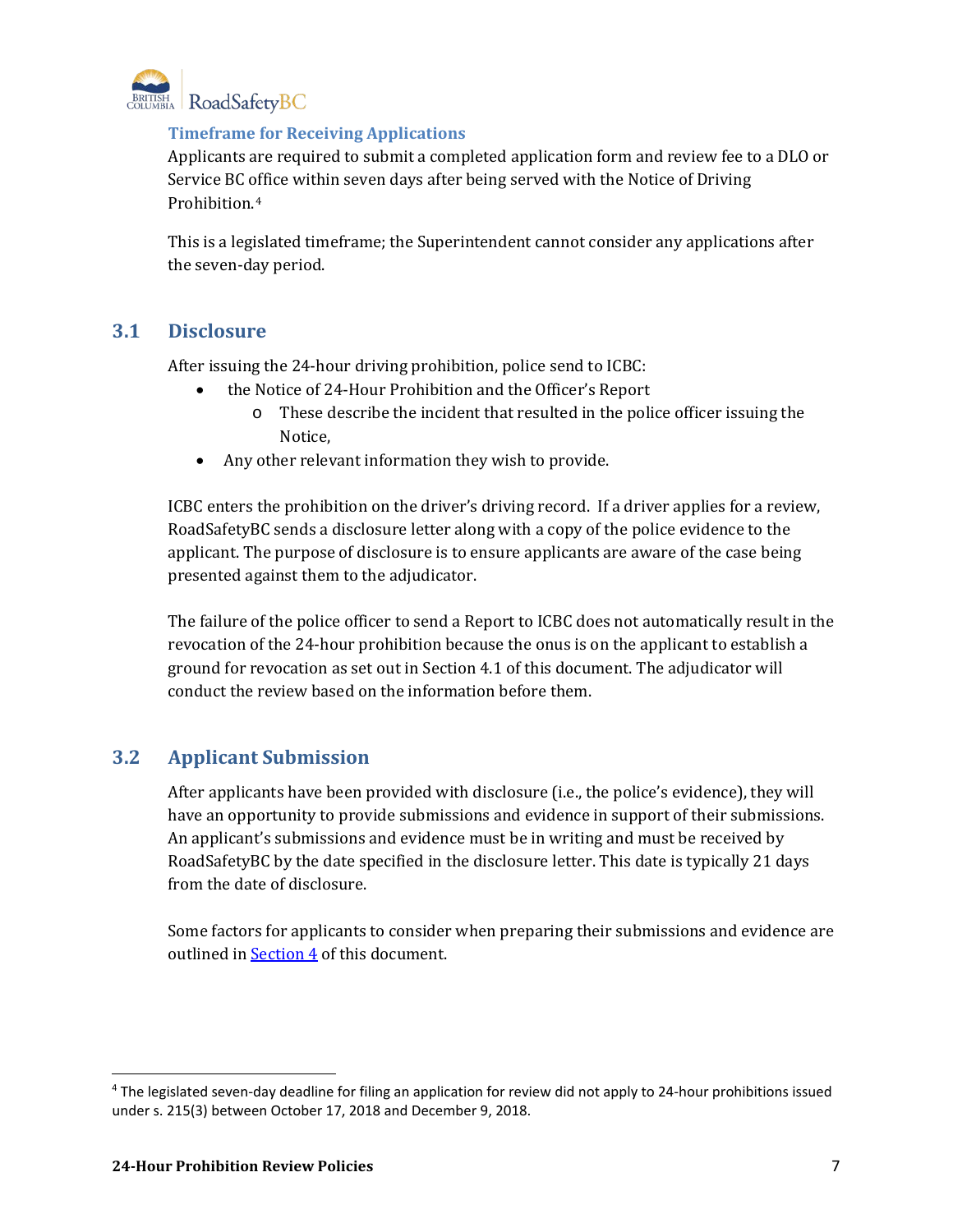### Timeframe for Receiving Applications

Applicants are required to submit a completed application form and review fee to a DLO or Service BC office within seven days after being served with the Notice of Driving Prohibition.[4]

This is a legislated timeframe; the Superintendent cannot consider any applications after the seven-day period.

## 3.1 Disclosure

After issuing the 24-hour driving prohibition, police send to ICBC:

- the Notice of 24-Hour Prohibition and the Officer's Report
  - These describe the incident that resulted in the police officer issuing the Notice,
- Any other relevant information they wish to provide.

ICBC enters the prohibition on the driver's driving record. If a driver applies for a review, RoadSafetyBC sends a disclosure letter along with a copy of the police evidence to the applicant. The purpose of disclosure is to ensure applicants are aware of the case being presented against them to the adjudicator.

The failure of the police officer to send a Report to ICBC does not automatically result in the revocation of the 24-hour prohibition because the onus is on the applicant to establish a ground for revocation as set out in Section 4.1 of this document. The adjudicator will conduct the review based on the information before them.

## 3.2 Applicant Submission

After applicants have been provided with disclosure (i.e., the police's evidence), they will have an opportunity to provide submissions and evidence in support of their submissions. An applicant's submissions and evidence must be in writing and must be received by RoadSafetyBC by the date specified in the disclosure letter. This date is typically 21 days from the date of disclosure.

Some factors for applicants to consider when preparing their submissions and evidence are outlined in Section 4 of this document.

---

[4] The legislated seven-day deadline for filing an application for review did not apply to 24-hour prohibitions issued under s. 215(3) between October 17, 2018 and December 9, 2018.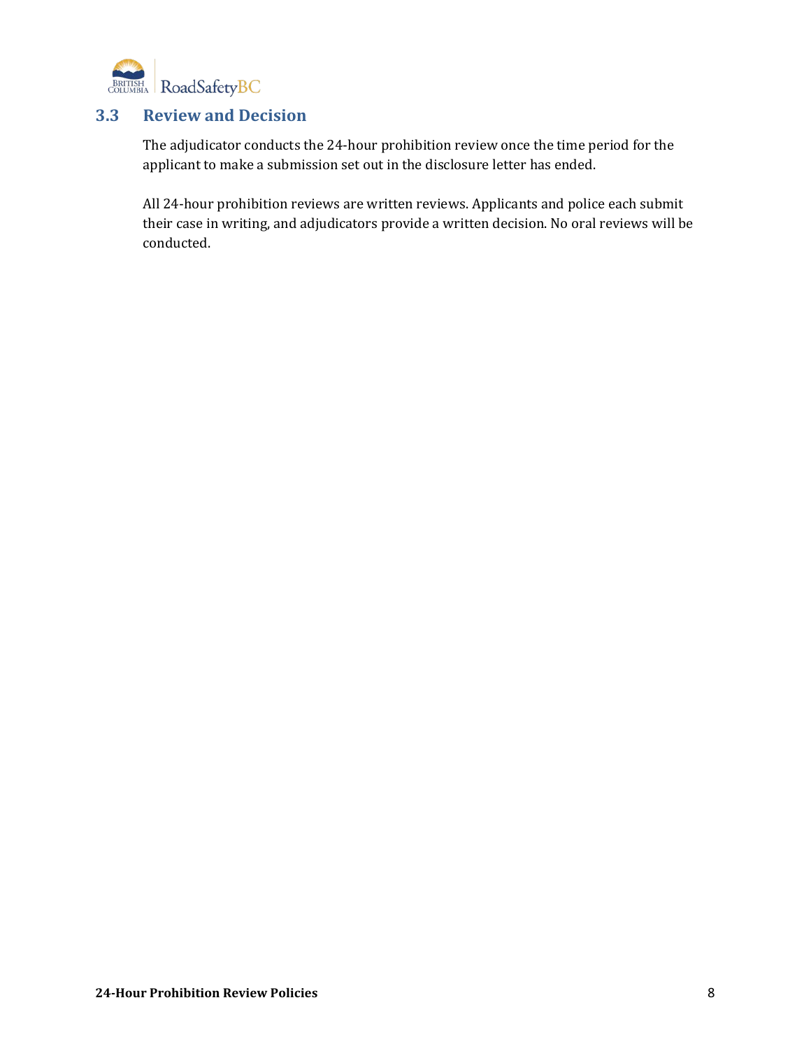## 3.3 Review and Decision

The adjudicator conducts the 24-hour prohibition review once the time period for the applicant to make a submission set out in the disclosure letter has ended.

All 24-hour prohibition reviews are written reviews. Applicants and police each submit their case in writing, and adjudicators provide a written decision. No oral reviews will be conducted.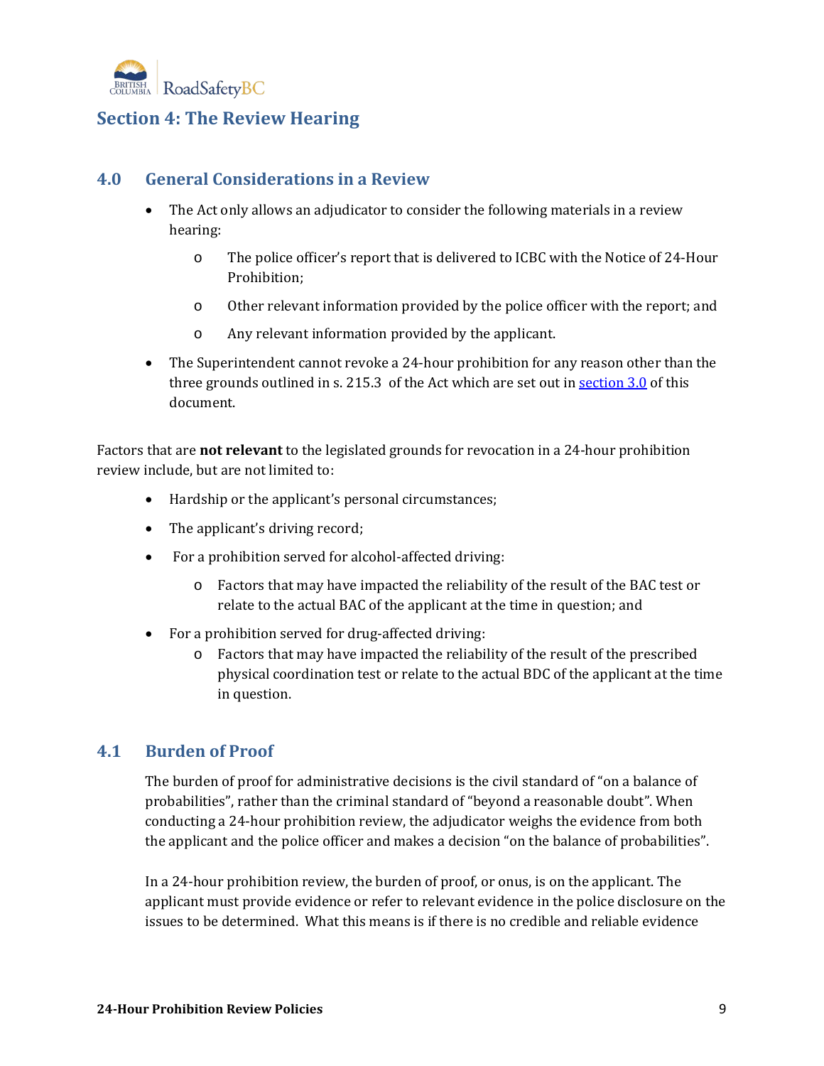## Section 4: The Review Hearing

### 4.0 General Considerations in a Review

- The Act only allows an adjudicator to consider the following materials in a review hearing:
  - The police officer's report that is delivered to ICBC with the Notice of 24-Hour Prohibition;
  - Other relevant information provided by the police officer with the report; and
  - Any relevant information provided by the applicant.
- The Superintendent cannot revoke a 24-hour prohibition for any reason other than the three grounds outlined in s. 215.3 of the Act which are set out in section 3.0 of this document.

Factors that are **not relevant** to the legislated grounds for revocation in a 24-hour prohibition review include, but are not limited to:

- Hardship or the applicant's personal circumstances;
- The applicant's driving record;
- For a prohibition served for alcohol-affected driving:
  - Factors that may have impacted the reliability of the result of the BAC test or relate to the actual BAC of the applicant at the time in question; and
- For a prohibition served for drug-affected driving:
  - Factors that may have impacted the reliability of the result of the prescribed physical coordination test or relate to the actual BDC of the applicant at the time in question.

### 4.1 Burden of Proof

The burden of proof for administrative decisions is the civil standard of "on a balance of probabilities", rather than the criminal standard of "beyond a reasonable doubt". When conducting a 24-hour prohibition review, the adjudicator weighs the evidence from both the applicant and the police officer and makes a decision "on the balance of probabilities".

In a 24-hour prohibition review, the burden of proof, or onus, is on the applicant. The applicant must provide evidence or refer to relevant evidence in the police disclosure on the issues to be determined. What this means is if there is no credible and reliable evidence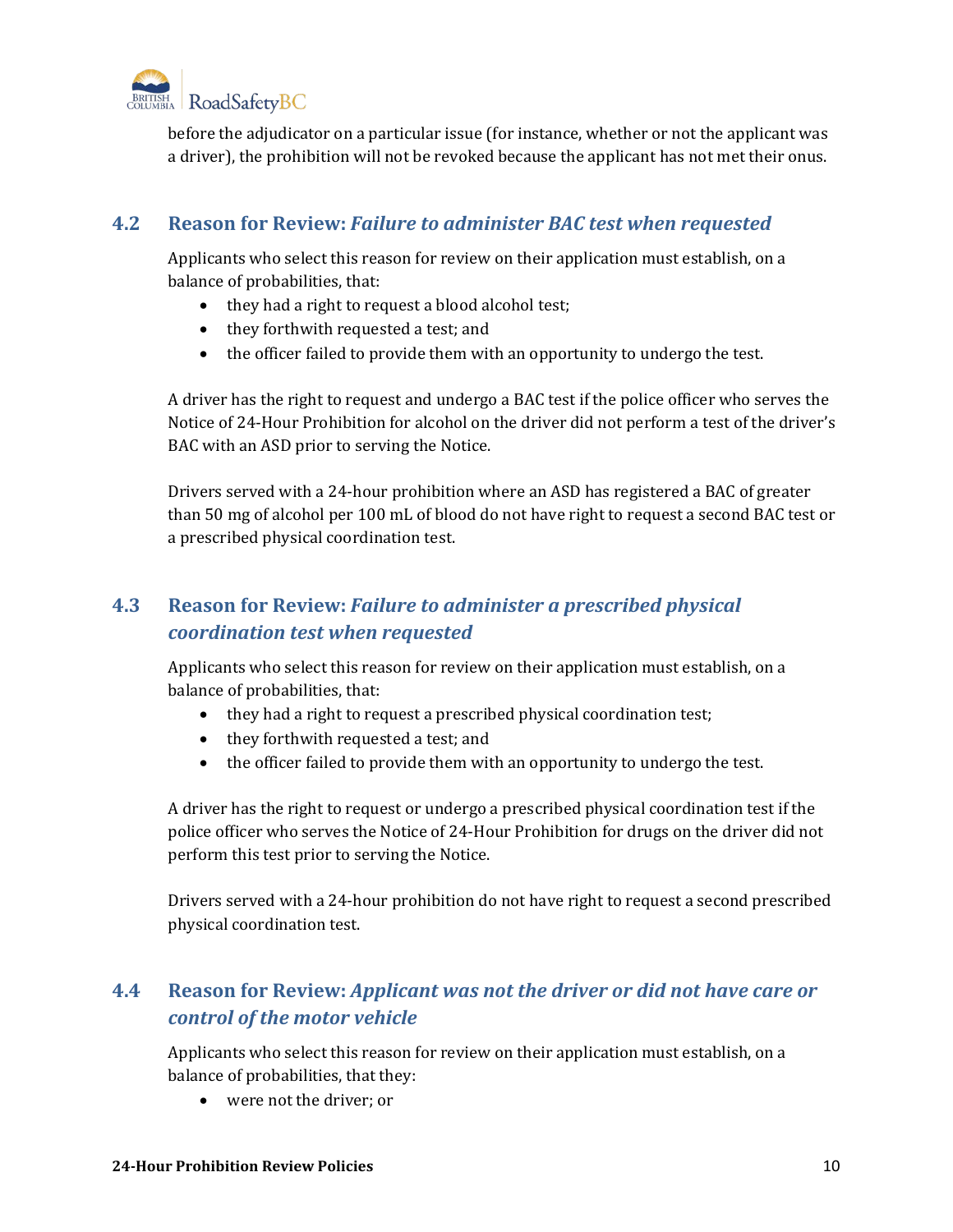before the adjudicator on a particular issue (for instance, whether or not the applicant was a driver), the prohibition will not be revoked because the applicant has not met their onus.

## 4.2 Reason for Review: *Failure to administer BAC test when requested*

Applicants who select this reason for review on their application must establish, on a balance of probabilities, that:

- they had a right to request a blood alcohol test;
- they forthwith requested a test; and
- the officer failed to provide them with an opportunity to undergo the test.

A driver has the right to request and undergo a BAC test if the police officer who serves the Notice of 24-Hour Prohibition for alcohol on the driver did not perform a test of the driver's BAC with an ASD prior to serving the Notice.

Drivers served with a 24-hour prohibition where an ASD has registered a BAC of greater than 50 mg of alcohol per 100 mL of blood do not have right to request a second BAC test or a prescribed physical coordination test.

## 4.3 Reason for Review: *Failure to administer a prescribed physical coordination test when requested*

Applicants who select this reason for review on their application must establish, on a balance of probabilities, that:

- they had a right to request a prescribed physical coordination test;
- they forthwith requested a test; and
- the officer failed to provide them with an opportunity to undergo the test.

A driver has the right to request or undergo a prescribed physical coordination test if the police officer who serves the Notice of 24-Hour Prohibition for drugs on the driver did not perform this test prior to serving the Notice.

Drivers served with a 24-hour prohibition do not have right to request a second prescribed physical coordination test.

## 4.4 Reason for Review: *Applicant was not the driver or did not have care or control of the motor vehicle*

Applicants who select this reason for review on their application must establish, on a balance of probabilities, that they:

- were not the driver; or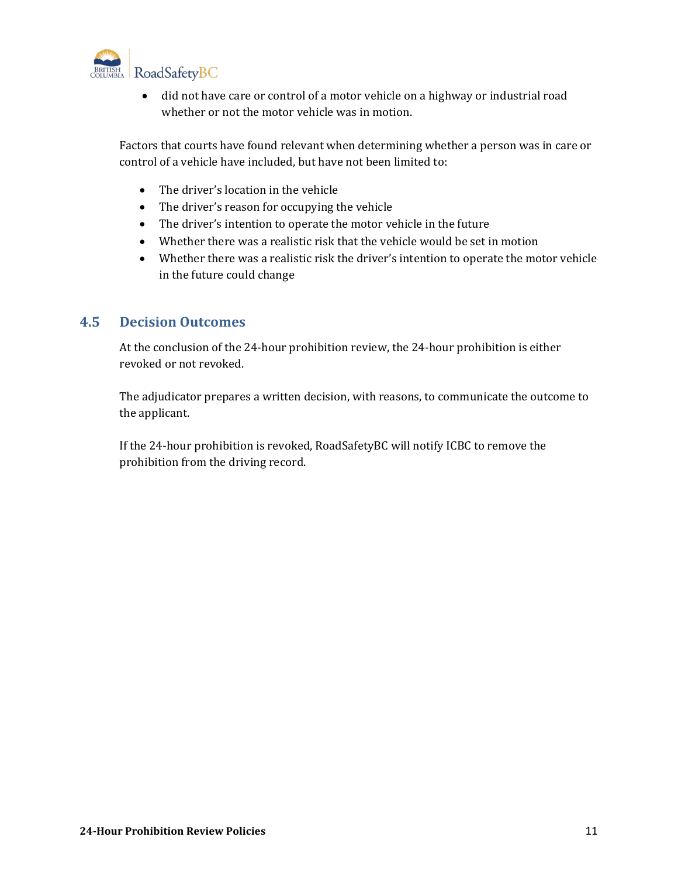- did not have care or control of a motor vehicle on a highway or industrial road whether or not the motor vehicle was in motion.

Factors that courts have found relevant when determining whether a person was in care or control of a vehicle have included, but have not been limited to:

- The driver's location in the vehicle
- The driver's reason for occupying the vehicle
- The driver's intention to operate the motor vehicle in the future
- Whether there was a realistic risk that the vehicle would be set in motion
- Whether there was a realistic risk the driver's intention to operate the motor vehicle in the future could change

## 4.5 Decision Outcomes

At the conclusion of the 24-hour prohibition review, the 24-hour prohibition is either revoked or not revoked.

The adjudicator prepares a written decision, with reasons, to communicate the outcome to the applicant.

If the 24-hour prohibition is revoked, RoadSafetyBC will notify ICBC to remove the prohibition from the driving record.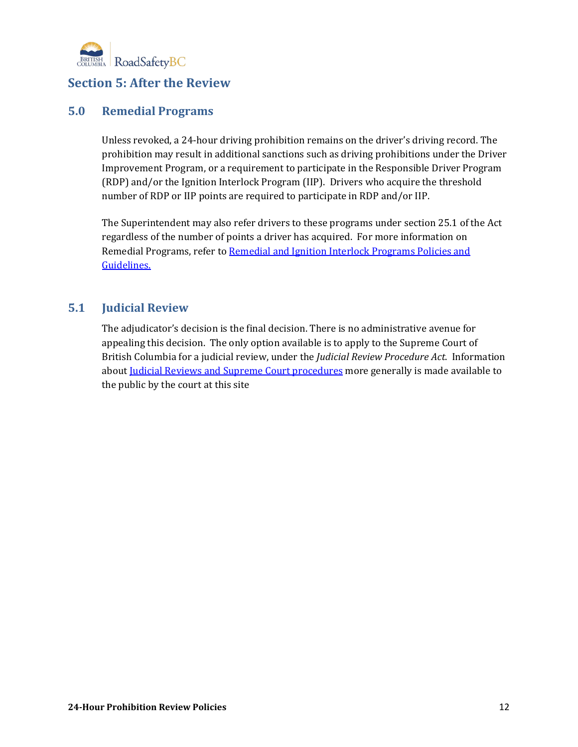## Section 5: After the Review

### 5.0 Remedial Programs

Unless revoked, a 24-hour driving prohibition remains on the driver's driving record. The prohibition may result in additional sanctions such as driving prohibitions under the Driver Improvement Program, or a requirement to participate in the Responsible Driver Program (RDP) and/or the Ignition Interlock Program (IIP). Drivers who acquire the threshold number of RDP or IIP points are required to participate in RDP and/or IIP.

The Superintendent may also refer drivers to these programs under section 25.1 of the Act regardless of the number of points a driver has acquired. For more information on Remedial Programs, refer to Remedial and Ignition Interlock Programs Policies and Guidelines.

### 5.1 Judicial Review

The adjudicator's decision is the final decision. There is no administrative avenue for appealing this decision. The only option available is to apply to the Supreme Court of British Columbia for a judicial review, under the *Judicial Review Procedure Act*. Information about Judicial Reviews and Supreme Court procedures more generally is made available to the public by the court at this site